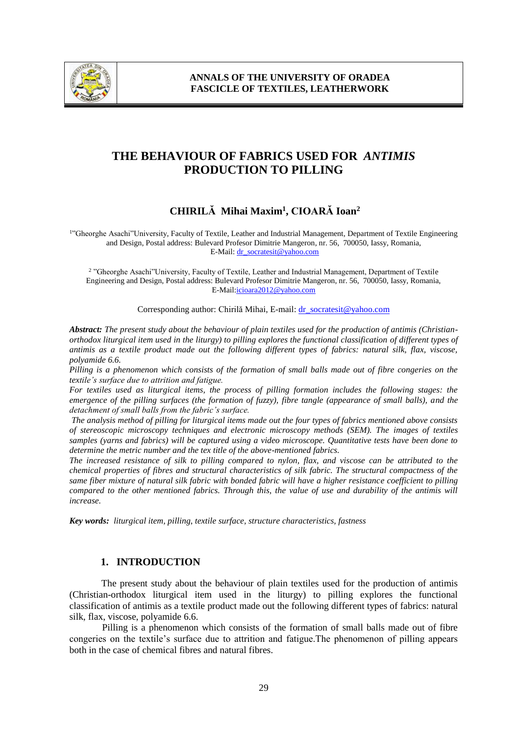# THE BEHAVIOUR OF FABRICS USED FOR *ANTIMIS* PRODUCTION TO PILLING

**CHIRILĂ Mihai Maxim[1], CIOARĂ Ioan[2]**

[1]"Gheorghe Asachi"University, Faculty of Textile, Leather and Industrial Management, Department of Textile Engineering and Design, Postal address: Bulevard Profesor Dimitrie Mangeron, nr. 56, 700050, Iassy, Romania, E-Mail: dr_socratesit@yahoo.com

[2] "Gheorghe Asachi"University, Faculty of Textile, Leather and Industrial Management, Department of Textile Engineering and Design, Postal address: Bulevard Profesor Dimitrie Mangeron, nr. 56, 700050, Iassy, Romania, E-Mail:icioara2012@yahoo.com

Corresponding author: Chirilă Mihai, E-mail: dr_socratesit@yahoo.com

***Abstract:*** *The present study about the behaviour of plain textiles used for the production of antimis (Christian-orthodox liturgical item used in the liturgy) to pilling explores the functional classification of different types of antimis as a textile product made out the following different types of fabrics: natural silk, flax, viscose, polyamide 6.6.*

*Pilling is a phenomenon which consists of the formation of small balls made out of fibre congeries on the textile's surface due to attrition and fatigue.*

*For textiles used as liturgical items, the process of pilling formation includes the following stages: the emergence of the pilling surfaces (the formation of fuzzy), fibre tangle (appearance of small balls), and the detachment of small balls from the fabric's surface.*

*The analysis method of pilling for liturgical items made out the four types of fabrics mentioned above consists of stereoscopic microscopy techniques and electronic microscopy methods (SEM). The images of textiles samples (yarns and fabrics) will be captured using a video microscope. Quantitative tests have been done to determine the metric number and the tex title of the above-mentioned fabrics.*

*The increased resistance of silk to pilling compared to nylon, flax, and viscose can be attributed to the chemical properties of fibres and structural characteristics of silk fabric. The structural compactness of the same fiber mixture of natural silk fabric with bonded fabric will have a higher resistance coefficient to pilling compared to the other mentioned fabrics. Through this, the value of use and durability of the antimis will increase.*

***Key words:*** *liturgical item, pilling, textile surface, structure characteristics, fastness*

## 1. INTRODUCTION

The present study about the behaviour of plain textiles used for the production of antimis (Christian-orthodox liturgical item used in the liturgy) to pilling explores the functional classification of antimis as a textile product made out the following different types of fabrics: natural silk, flax, viscose, polyamide 6.6.

Pilling is a phenomenon which consists of the formation of small balls made out of fibre congeries on the textile's surface due to attrition and fatigue.The phenomenon of pilling appears both in the case of chemical fibres and natural fibres.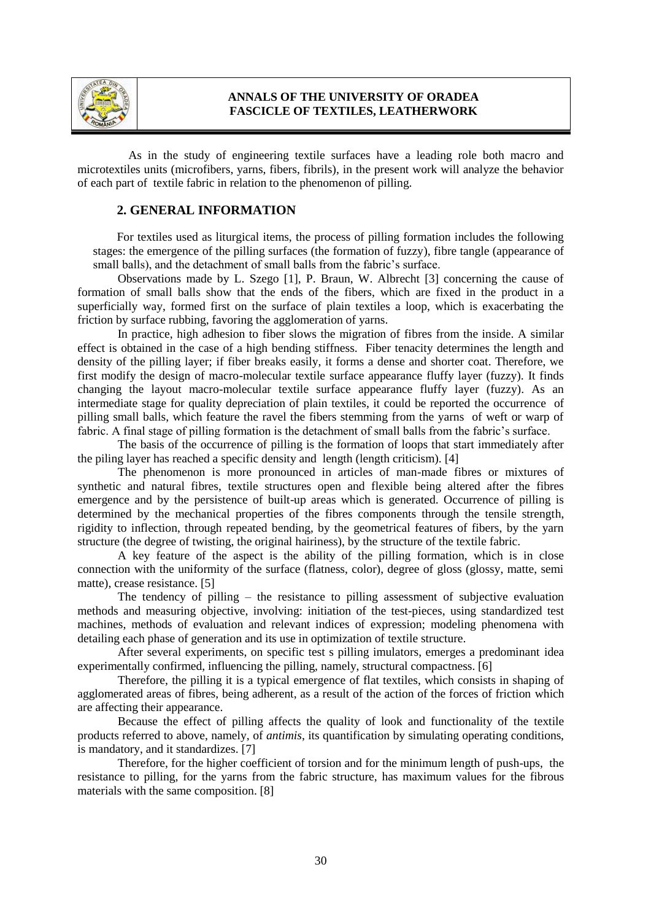As in the study of engineering textile surfaces have a leading role both macro and microtextiles units (microfibers, yarns, fibers, fibrils), in the present work will analyze the behavior of each part of textile fabric in relation to the phenomenon of pilling.

## 2. GENERAL INFORMATION

For textiles used as liturgical items, the process of pilling formation includes the following stages: the emergence of the pilling surfaces (the formation of fuzzy), fibre tangle (appearance of small balls), and the detachment of small balls from the fabric's surface.

Observations made by L. Szego [1], P. Braun, W. Albrecht [3] concerning the cause of formation of small balls show that the ends of the fibers, which are fixed in the product in a superficially way, formed first on the surface of plain textiles a loop, which is exacerbating the friction by surface rubbing, favoring the agglomeration of yarns.

In practice, high adhesion to fiber slows the migration of fibres from the inside. A similar effect is obtained in the case of a high bending stiffness. Fiber tenacity determines the length and density of the pilling layer; if fiber breaks easily, it forms a dense and shorter coat. Therefore, we first modify the design of macro-molecular textile surface appearance fluffy layer (fuzzy). It finds changing the layout macro-molecular textile surface appearance fluffy layer (fuzzy). As an intermediate stage for quality depreciation of plain textiles, it could be reported the occurrence of pilling small balls, which feature the ravel the fibers stemming from the yarns of weft or warp of fabric. A final stage of pilling formation is the detachment of small balls from the fabric's surface.

The basis of the occurrence of pilling is the formation of loops that start immediately after the piling layer has reached a specific density and length (length criticism). [4]

The phenomenon is more pronounced in articles of man-made fibres or mixtures of synthetic and natural fibres, textile structures open and flexible being altered after the fibres emergence and by the persistence of built-up areas which is generated. Occurrence of pilling is determined by the mechanical properties of the fibres components through the tensile strength, rigidity to inflection, through repeated bending, by the geometrical features of fibers, by the yarn structure (the degree of twisting, the original hairiness), by the structure of the textile fabric.

A key feature of the aspect is the ability of the pilling formation, which is in close connection with the uniformity of the surface (flatness, color), degree of gloss (glossy, matte, semi matte), crease resistance. [5]

The tendency of pilling – the resistance to pilling assessment of subjective evaluation methods and measuring objective, involving: initiation of the test-pieces, using standardized test machines, methods of evaluation and relevant indices of expression; modeling phenomena with detailing each phase of generation and its use in optimization of textile structure.

After several experiments, on specific test s pilling imulators, emerges a predominant idea experimentally confirmed, influencing the pilling, namely, structural compactness. [6]

Therefore, the pilling it is a typical emergence of flat textiles, which consists in shaping of agglomerated areas of fibres, being adherent, as a result of the action of the forces of friction which are affecting their appearance.

Because the effect of pilling affects the quality of look and functionality of the textile products referred to above, namely, of *antimis*, its quantification by simulating operating conditions, is mandatory, and it standardizes. [7]

Therefore, for the higher coefficient of torsion and for the minimum length of push-ups, the resistance to pilling, for the yarns from the fabric structure, has maximum values for the fibrous materials with the same composition. [8]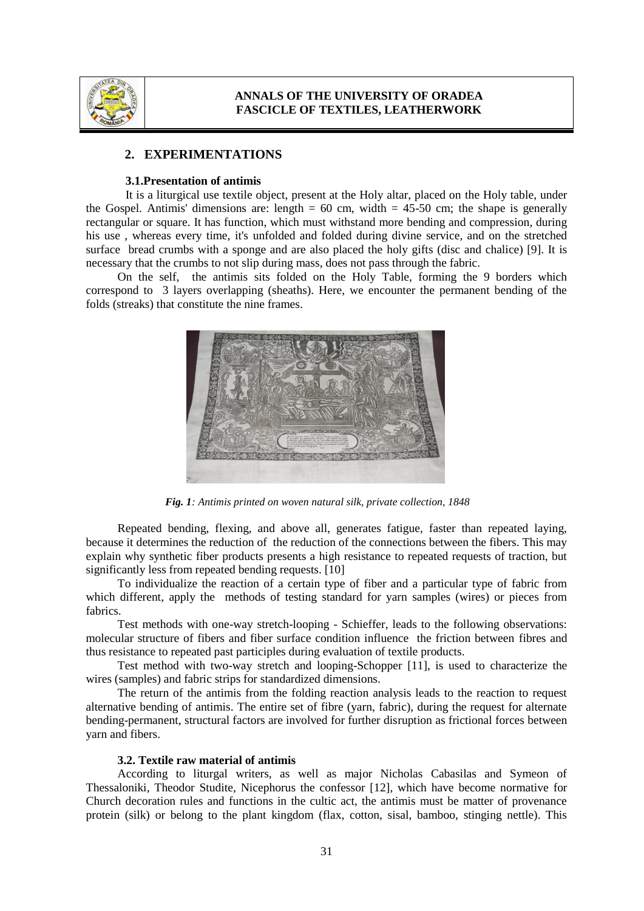## 2. EXPERIMENTATIONS

### 3.1.Presentation of antimis

It is a liturgical use textile object, present at the Holy altar, placed on the Holy table, under the Gospel. Antimis' dimensions are: length = 60 cm, width = 45-50 cm; the shape is generally rectangular or square. It has function, which must withstand more bending and compression, during his use , whereas every time, it's unfolded and folded during divine service, and on the stretched surface bread crumbs with a sponge and are also placed the holy gifts (disc and chalice) [9]. It is necessary that the crumbs to not slip during mass, does not pass through the fabric.

On the self, the antimis sits folded on the Holy Table, forming the 9 borders which correspond to 3 layers overlapping (sheaths). Here, we encounter the permanent bending of the folds (streaks) that constitute the nine frames.

***Fig. 1**: Antimis printed on woven natural silk, private collection, 1848*

Repeated bending, flexing, and above all, generates fatigue, faster than repeated laying, because it determines the reduction of the reduction of the connections between the fibers. This may explain why synthetic fiber products presents a high resistance to repeated requests of traction, but significantly less from repeated bending requests. [10]

To individualize the reaction of a certain type of fiber and a particular type of fabric from which different, apply the methods of testing standard for yarn samples (wires) or pieces from fabrics.

Test methods with one-way stretch-looping - Schieffer, leads to the following observations: molecular structure of fibers and fiber surface condition influence the friction between fibres and thus resistance to repeated past participles during evaluation of textile products.

Test method with two-way stretch and looping-Schopper [11], is used to characterize the wires (samples) and fabric strips for standardized dimensions.

The return of the antimis from the folding reaction analysis leads to the reaction to request alternative bending of antimis. The entire set of fibre (yarn, fabric), during the request for alternate bending-permanent, structural factors are involved for further disruption as frictional forces between yarn and fibers.

### 3.2. Textile raw material of antimis

According to liturgal writers, as well as major Nicholas Cabasilas and Symeon of Thessaloniki, Theodor Studite, Nicephorus the confessor [12], which have become normative for Church decoration rules and functions in the cultic act, the antimis must be matter of provenance protein (silk) or belong to the plant kingdom (flax, cotton, sisal, bamboo, stinging nettle). This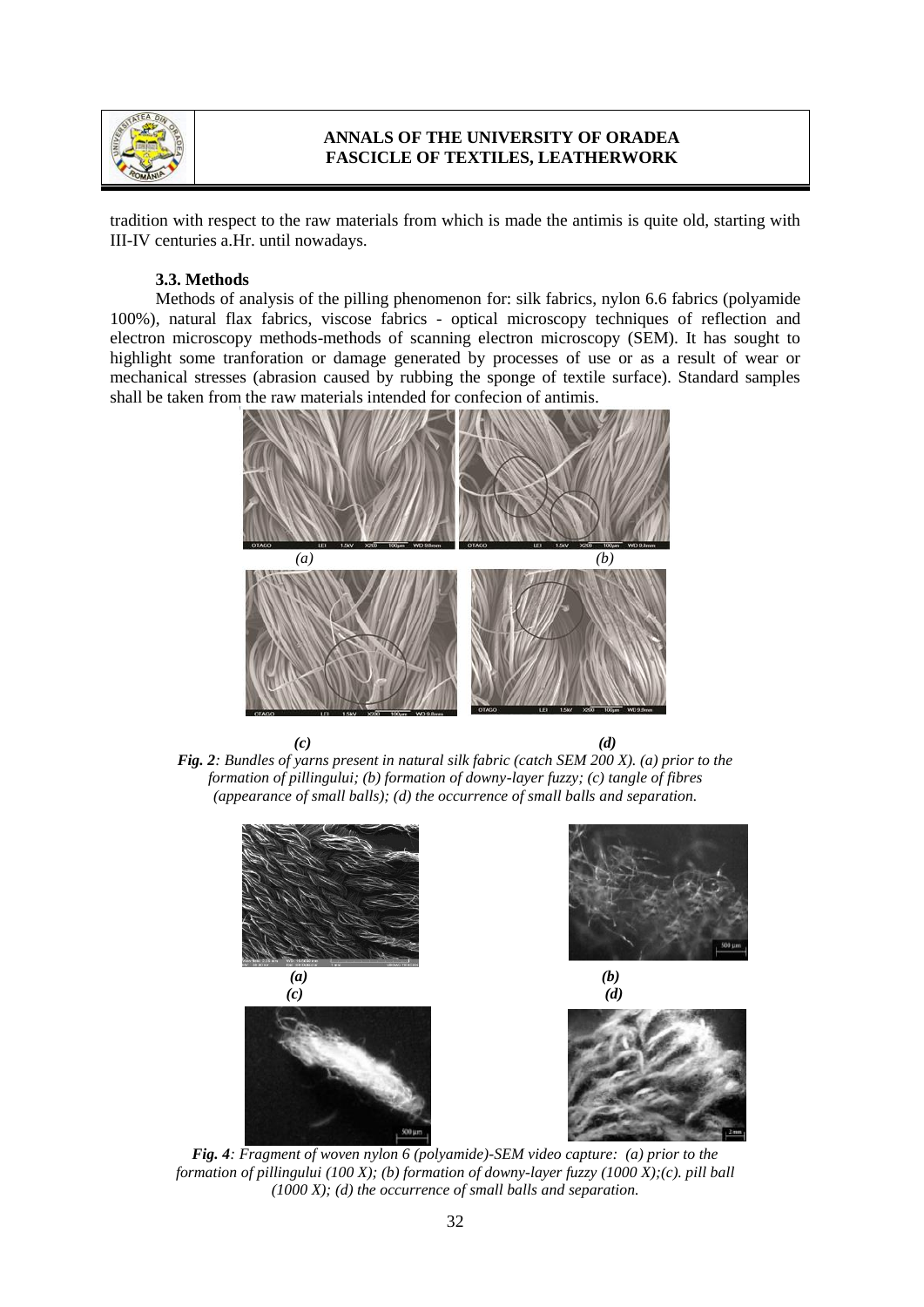tradition with respect to the raw materials from which is made the antimis is quite old, starting with III-IV centuries a.Hr. until nowadays.

### 3.3. Methods

Methods of analysis of the pilling phenomenon for: silk fabrics, nylon 6.6 fabrics (polyamide 100%), natural flax fabrics, viscose fabrics - optical microscopy techniques of reflection and electron microscopy methods-methods of scanning electron microscopy (SEM). It has sought to highlight some tranforation or damage generated by processes of use or as a result of wear or mechanical stresses (abrasion caused by rubbing the sponge of textile surface). Standard samples shall be taken from the raw materials intended for confecion of antimis.

***Fig. 2**: Bundles of yarns present in natural silk fabric (catch SEM 200 X). (a) prior to the formation of pillingului; (b) formation of downy-layer fuzzy; (c) tangle of fibres (appearance of small balls); (d) the occurrence of small balls and separation.*

***Fig. 4**: Fragment of woven nylon 6 (polyamide)-SEM video capture: (a) prior to the formation of pillingului (100 X); (b) formation of downy-layer fuzzy (1000 X);(c). pill ball (1000 X); (d) the occurrence of small balls and separation.*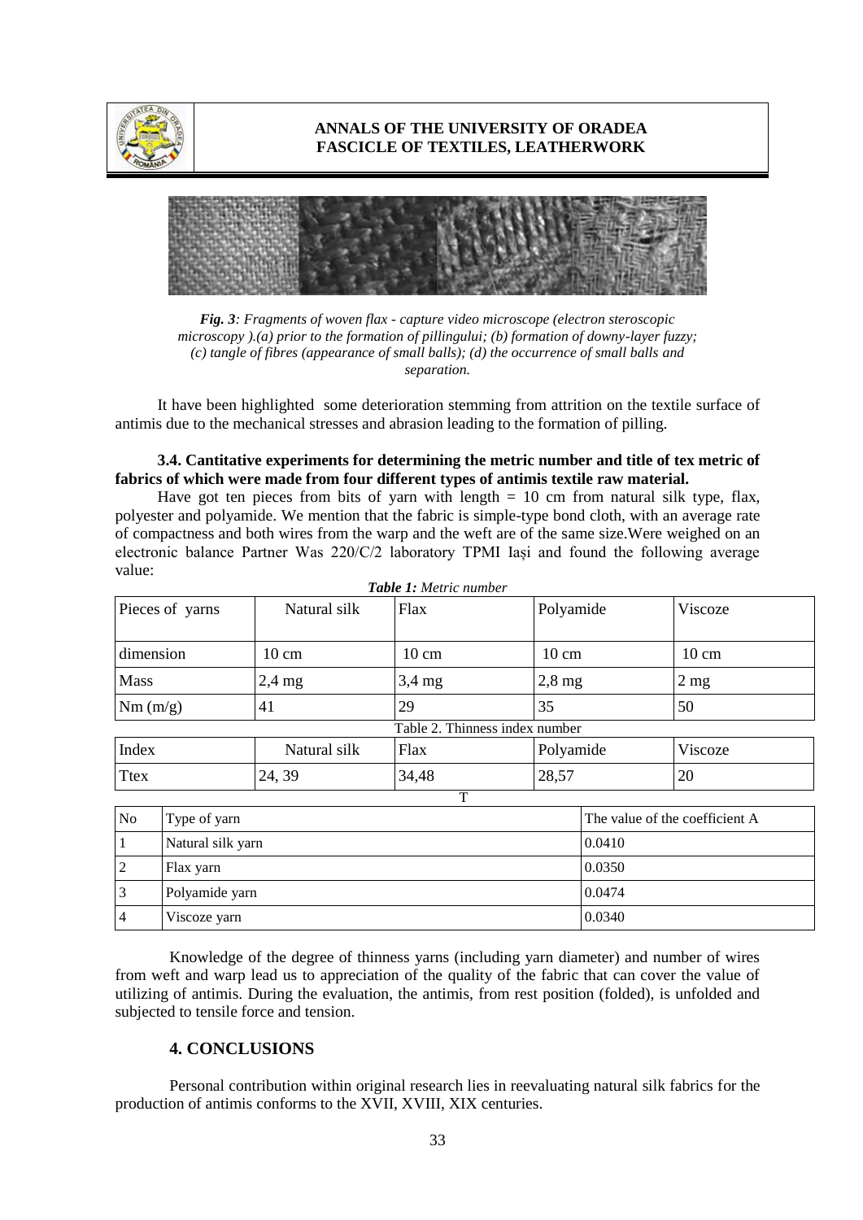*Fig. 3: Fragments of woven flax - capture video microscope (electron steroscopic microscopy ).(a) prior to the formation of pillingului; (b) formation of downy-layer fuzzy; (c) tangle of fibres (appearance of small balls); (d) the occurrence of small balls and separation.*

It have been highlighted some deterioration stemming from attrition on the textile surface of antimis due to the mechanical stresses and abrasion leading to the formation of pilling.

### 3.4. Cantitative experiments for determining the metric number and title of tex metric of fabrics of which were made from four different types of antimis textile raw material.

Have got ten pieces from bits of yarn with length = 10 cm from natural silk type, flax, polyester and polyamide. We mention that the fabric is simple-type bond cloth, with an average rate of compactness and both wires from the warp and the weft are of the same size.Were weighed on an electronic balance Partner Was 220/C/2 laboratory TPMI Iași and found the following average value:

***Table 1:*** *Metric number*

| Pieces of yarns | Natural silk | Flax | Polyamide | Viscoze |
|---|---|---|---|---|
| dimension | 10 cm | 10 cm | 10 cm | 10 cm |
| Mass | 2,4 mg | 3,4 mg | 2,8 mg | 2 mg |
| Nm (m/g) | 41 | 29 | 35 | 50 |

Table 2. Thinness index number

| Index | Natural silk | Flax | Polyamide | Viscoze |
|---|---|---|---|---|
| Ttex | 24, 39 | 34,48 | 28,57 | 20 |

T

| No | Type of yarn | The value of the coefficient A |
|---|---|---|
| 1 | Natural silk yarn | 0.0410 |
| 2 | Flax yarn | 0.0350 |
| 3 | Polyamide yarn | 0.0474 |
| 4 | Viscoze yarn | 0.0340 |

Knowledge of the degree of thinness yarns (including yarn diameter) and number of wires from weft and warp lead us to appreciation of the quality of the fabric that can cover the value of utilizing of antimis. During the evaluation, the antimis, from rest position (folded), is unfolded and subjected to tensile force and tension.

## 4. CONCLUSIONS

Personal contribution within original research lies in reevaluating natural silk fabrics for the production of antimis conforms to the XVII, XVIII, XIX centuries.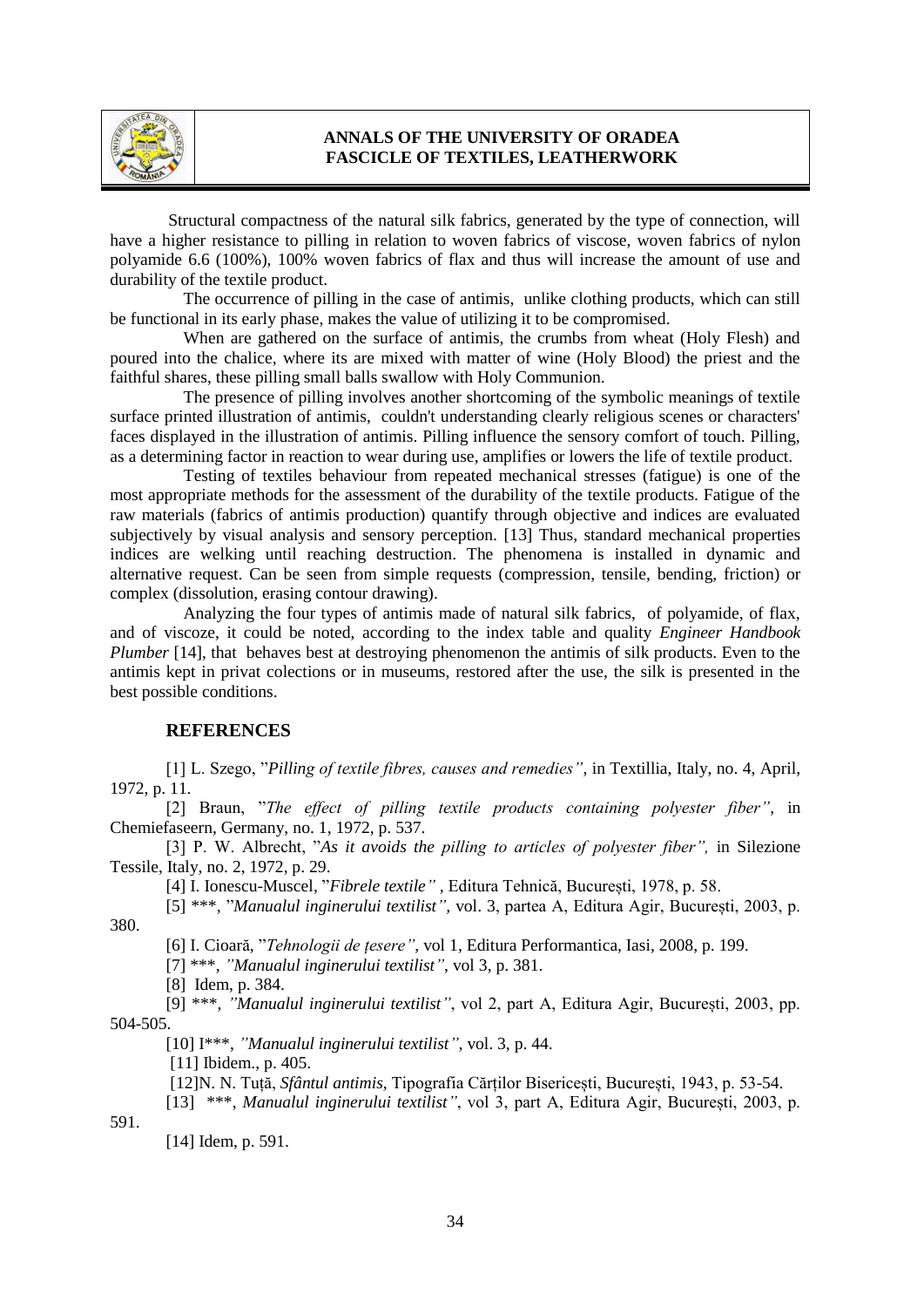Structural compactness of the natural silk fabrics, generated by the type of connection, will have a higher resistance to pilling in relation to woven fabrics of viscose, woven fabrics of nylon polyamide 6.6 (100%), 100% woven fabrics of flax and thus will increase the amount of use and durability of the textile product.

The occurrence of pilling in the case of antimis, unlike clothing products, which can still be functional in its early phase, makes the value of utilizing it to be compromised.

When are gathered on the surface of antimis, the crumbs from wheat (Holy Flesh) and poured into the chalice, where its are mixed with matter of wine (Holy Blood) the priest and the faithful shares, these pilling small balls swallow with Holy Communion.

The presence of pilling involves another shortcoming of the symbolic meanings of textile surface printed illustration of antimis, couldn't understanding clearly religious scenes or characters' faces displayed in the illustration of antimis. Pilling influence the sensory comfort of touch. Pilling, as a determining factor in reaction to wear during use, amplifies or lowers the life of textile product.

Testing of textiles behaviour from repeated mechanical stresses (fatigue) is one of the most appropriate methods for the assessment of the durability of the textile products. Fatigue of the raw materials (fabrics of antimis production) quantify through objective and indices are evaluated subjectively by visual analysis and sensory perception. [13] Thus, standard mechanical properties indices are welking until reaching destruction. The phenomena is installed in dynamic and alternative request. Can be seen from simple requests (compression, tensile, bending, friction) or complex (dissolution, erasing contour drawing).

Analyzing the four types of antimis made of natural silk fabrics, of polyamide, of flax, and of viscoze, it could be noted, according to the index table and quality *Engineer Handbook Plumber* [14], that behaves best at destroying phenomenon the antimis of silk products. Even to the antimis kept in privat colections or in museums, restored after the use, the silk is presented in the best possible conditions.

## REFERENCES

[1] L. Szego, "*Pilling of textile fibres, causes and remedies"*, in Textillia, Italy, no. 4, April, 1972, p. 11.

[2] Braun, "*The effect of pilling textile products containing polyester fiber"*, in Chemiefaseern, Germany, no. 1, 1972, p. 537.

[3] P. W. Albrecht, "*As it avoids the pilling to articles of polyester fiber",* in Silezione Tessile, Italy, no. 2, 1972, p. 29.

[4] I. Ionescu-Muscel, "*Fibrele textile"* , Editura Tehnică, București, 1978, p. 58.

[5] \*\*\*, "*Manualul inginerului textilist"*, vol. 3, partea A, Editura Agir, București, 2003, p. 380.

[6] I. Cioară, "*Tehnologii de țesere"*, vol 1, Editura Performantica, Iasi, 2008, p. 199.

[7] \*\*\*, *"Manualul inginerului textilist"*, vol 3, p. 381.

[8] Idem, p. 384.

[9] \*\*\*, *"Manualul inginerului textilist"*, vol 2, part A, Editura Agir, București, 2003, pp. 504-505.

[10] I\*\*\*, *"Manualul inginerului textilist"*, vol. 3, p. 44.

[11] Ibidem., p. 405.

[12]N. N. Tuță, *Sfântul antimis,* Tipografia Cărților Bisericești, București, 1943, p. 53-54.

[13] \*\*\*, *Manualul inginerului textilist"*, vol 3, part A, Editura Agir, București, 2003, p. 591.

[14] Idem, p. 591.